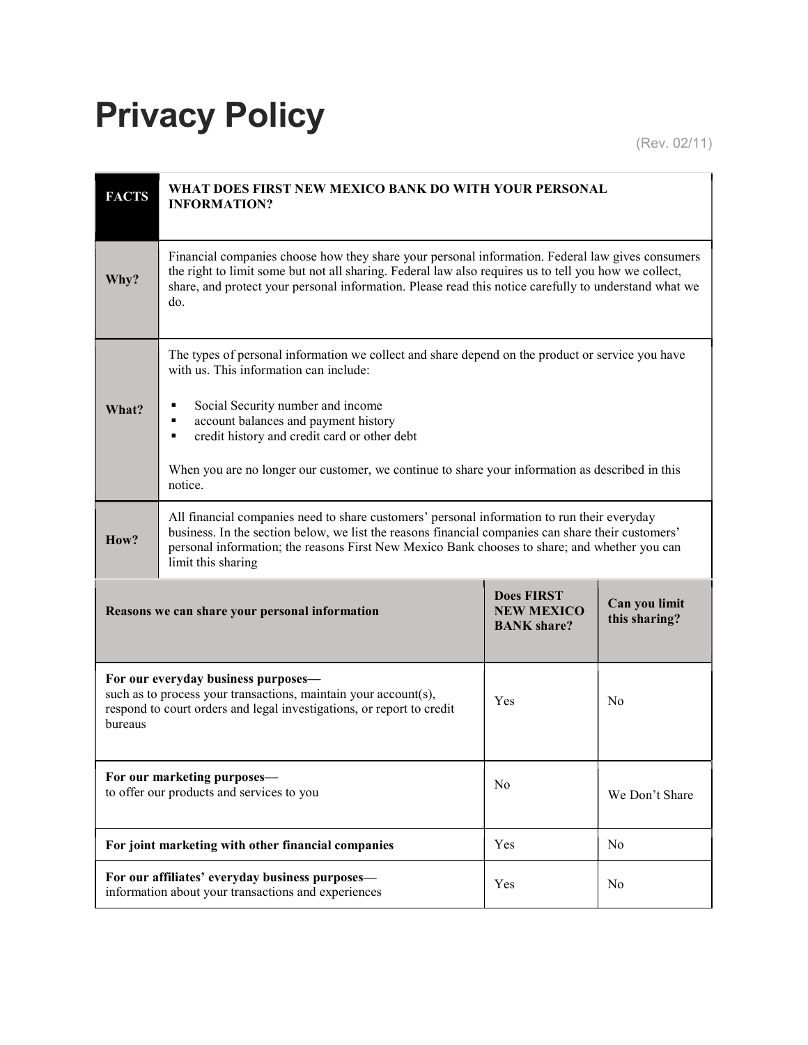# Privacy Policy

(Rev. 02/11)

| FACTS | WHAT DOES FIRST NEW MEXICO BANK DO WITH YOUR PERSONAL INFORMATION? |
|---|---|
| **Why?** | Financial companies choose how they share your personal information. Federal law gives consumers the right to limit some but not all sharing. Federal law also requires us to tell you how we collect, share, and protect your personal information. Please read this notice carefully to understand what we do. |
| **What?** | The types of personal information we collect and share depend on the product or service you have with us. This information can include:<br><br>▪ Social Security number and income<br>▪ account balances and payment history<br>▪ credit history and credit card or other debt<br><br>When you are no longer our customer, we continue to share your information as described in this notice. |
| **How?** | All financial companies need to share customers' personal information to run their everyday business. In the section below, we list the reasons financial companies can share their customers' personal information; the reasons First New Mexico Bank chooses to share; and whether you can limit this sharing |

| Reasons we can share your personal information | Does FIRST NEW MEXICO BANK share? | Can you limit this sharing? |
|---|---|---|
| **For our everyday business purposes—**<br>such as to process your transactions, maintain your account(s), respond to court orders and legal investigations, or report to credit bureaus | Yes | No |
| **For our marketing purposes—**<br>to offer our products and services to you | No | We Don't Share |
| **For joint marketing with other financial companies** | Yes | No |
| **For our affiliates' everyday business purposes—**<br>information about your transactions and experiences | Yes | No |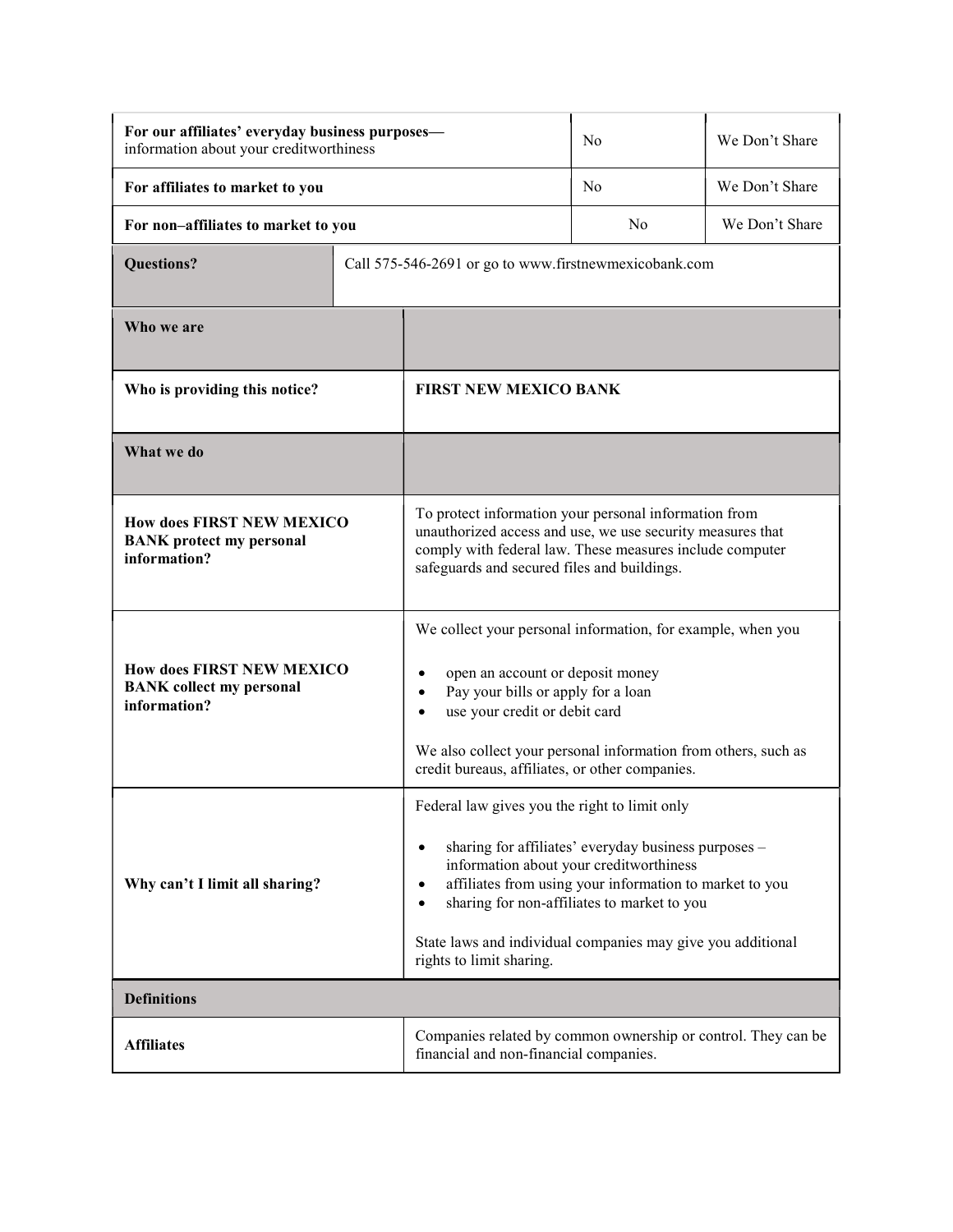| | | |
|---|---|---|
| **For our affiliates' everyday business purposes—** information about your creditworthiness | No | We Don't Share |
| **For affiliates to market to you** | No | We Don't Share |
| **For non–affiliates to market to you** | No | We Don't Share |

| | |
|---|---|
| **Questions?** | Call 575-546-2691 or go to www.firstnewmexicobank.com |

| **Who we are** | |
|---|---|
| **Who is providing this notice?** | **FIRST NEW MEXICO BANK** |

| **What we do** | |
|---|---|
| **How does FIRST NEW MEXICO BANK protect my personal information?** | To protect information your personal information from unauthorized access and use, we use security measures that comply with federal law. These measures include computer safeguards and secured files and buildings. |
| **How does FIRST NEW MEXICO BANK collect my personal information?** | We collect your personal information, for example, when you<br><br>• open an account or deposit money<br>• Pay your bills or apply for a loan<br>• use your credit or debit card<br><br>We also collect your personal information from others, such as credit bureaus, affiliates, or other companies. |
| **Why can't I limit all sharing?** | Federal law gives you the right to limit only<br><br>• sharing for affiliates' everyday business purposes – information about your creditworthiness<br>• affiliates from using your information to market to you<br>• sharing for non-affiliates to market to you<br><br>State laws and individual companies may give you additional rights to limit sharing. |

| **Definitions** | |
|---|---|
| **Affiliates** | Companies related by common ownership or control. They can be financial and non-financial companies. |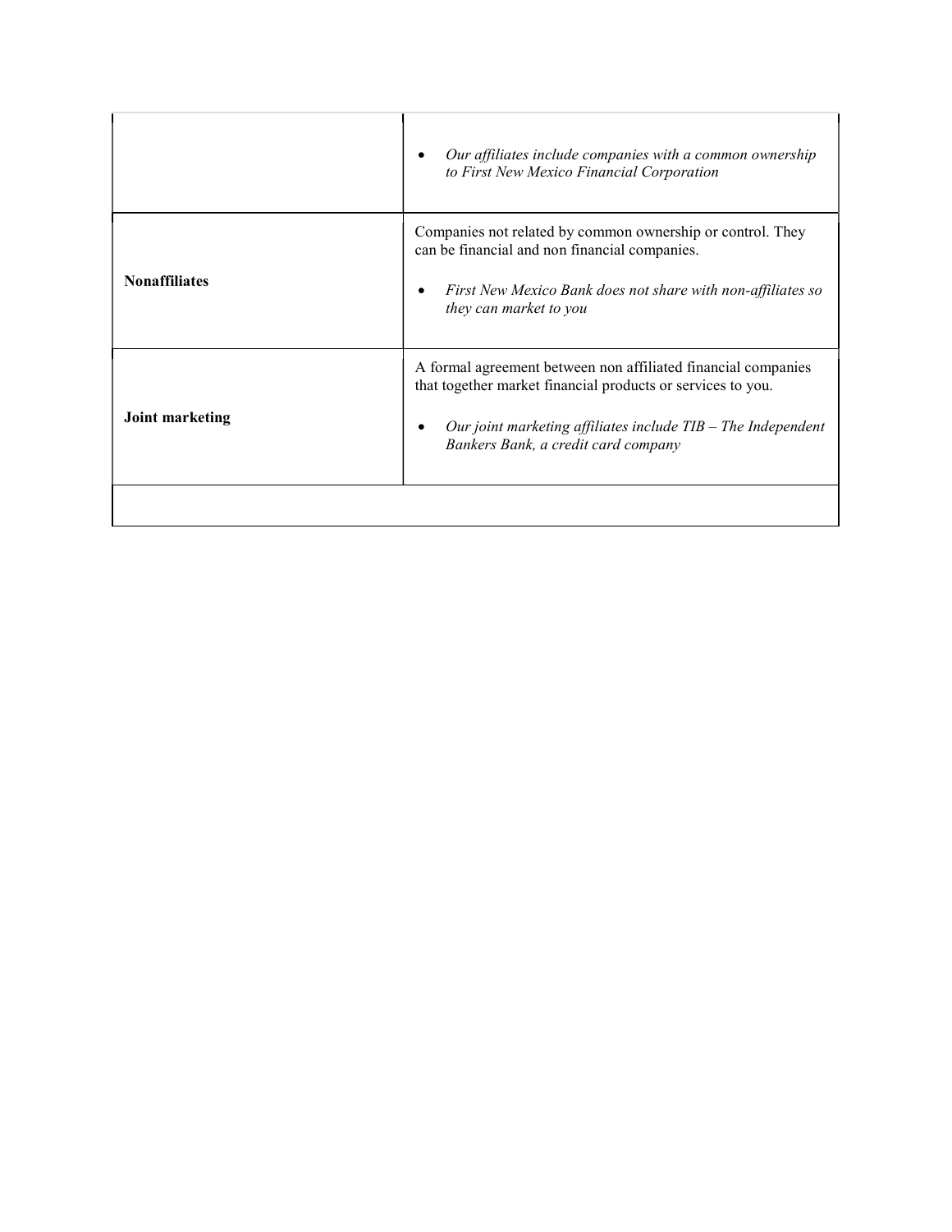| | |
|---|---|
| | • *Our affiliates include companies with a common ownership to First New Mexico Financial Corporation* |
| **Nonaffiliates** | Companies not related by common ownership or control. They can be financial and non financial companies.<br><br>• *First New Mexico Bank does not share with non-affiliates so they can market to you* |
| **Joint marketing** | A formal agreement between non affiliated financial companies that together market financial products or services to you.<br><br>• *Our joint marketing affiliates include TIB – The Independent Bankers Bank, a credit card company* |
| | |